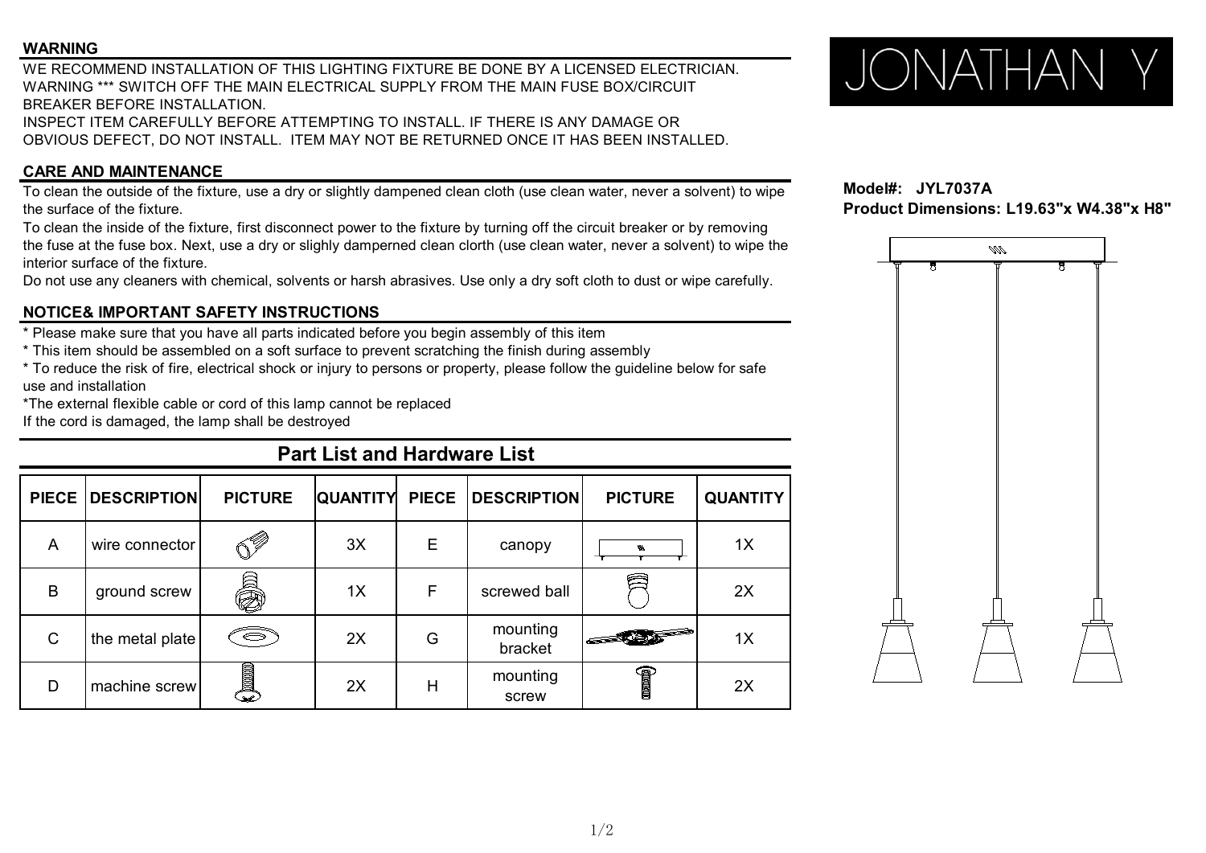## WARNING

WE RECOMMEND INSTALLATION OF THIS LIGHTING FIXTURE BE DONE BY A LICENSED ELECTRICIAN.
WARNING *** SWITCH OFF THE MAIN ELECTRICAL SUPPLY FROM THE MAIN FUSE BOX/CIRCUIT BREAKER BEFORE INSTALLATION.
INSPECT ITEM CAREFULLY BEFORE ATTEMPTING TO INSTALL. IF THERE IS ANY DAMAGE OR OBVIOUS DEFECT, DO NOT INSTALL. ITEM MAY NOT BE RETURNED ONCE IT HAS BEEN INSTALLED.

## CARE AND MAINTENANCE

To clean the outside of the fixture, use a dry or slightly dampened clean cloth (use clean water, never a solvent) to wipe the surface of the fixture.
To clean the inside of the fixture, first disconnect power to the fixture by turning off the circuit breaker or by removing the fuse at the fuse box. Next, use a dry or slighly damperned clean clorth (use clean water, never a solvent) to wipe the interior surface of the fixture.
Do not use any cleaners with chemical, solvents or harsh abrasives. Use only a dry soft cloth to dust or wipe carefully.

## NOTICE& IMPORTANT SAFETY INSTRUCTIONS

* Please make sure that you have all parts indicated before you begin assembly of this item
* This item should be assembled on a soft surface to prevent scratching the finish during assembly
* To reduce the risk of fire, electrical shock or injury to persons or property, please follow the guideline below for safe use and installation
*The external flexible cable or cord of this lamp cannot be replaced
If the cord is damaged, the lamp shall be destroyed

## Part List and Hardware List

| PIECE | DESCRIPTION | PICTURE | QUANTITY | PIECE | DESCRIPTION | PICTURE | QUANTITY |
|---|---|---|---|---|---|---|---|
| A | wire connector | | 3X | E | canopy | | 1X |
| B | ground screw | | 1X | F | screwed ball | | 2X |
| C | the metal plate | | 2X | G | mounting bracket | | 1X |
| D | machine screw | | 2X | H | mounting screw | | 2X |

JONATHAN Y

**Model#: JYL7037A**
**Product Dimensions: L19.63"x W4.38"x H8"**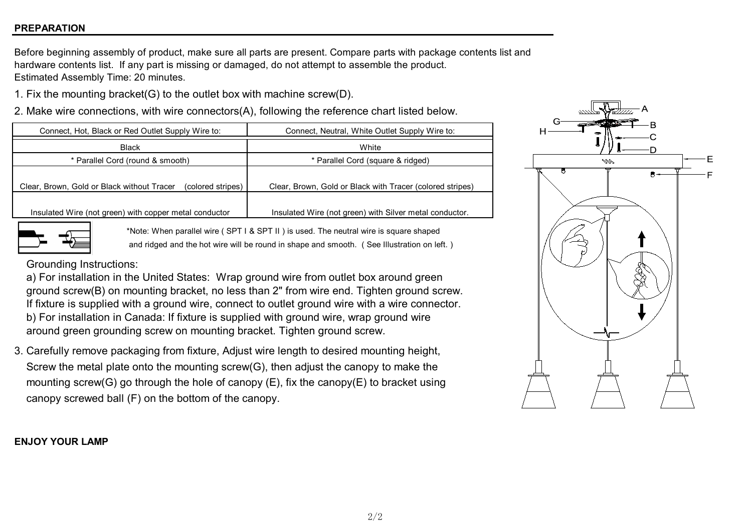## PREPARATION

Before beginning assembly of product, make sure all parts are present. Compare parts with package contents list and hardware contents list. If any part is missing or damaged, do not attempt to assemble the product.
Estimated Assembly Time: 20 minutes.

1. Fix the mounting bracket(G) to the outlet box with machine screw(D).
2. Make wire connections, with wire connectors(A), following the reference chart listed below.

| Connect, Hot, Black or Red Outlet Supply Wire to: | Connect, Neutral, White Outlet Supply Wire to: |
|---|---|
| Black | White |
| * Parallel Cord (round & smooth) | * Parallel Cord (square & ridged) |
| Clear, Brown, Gold or Black without Tracer (colored stripes) | Clear, Brown, Gold or Black with Tracer (colored stripes) |
| Insulated Wire (not green) with copper metal conductor | Insulated Wire (not green) with Silver metal conductor. |

*Note: When parallel wire ( SPT I & SPT II ) is used. The neutral wire is square shaped and ridged and the hot wire will be round in shape and smooth. ( See Illustration on left. )

Grounding Instructions:
a) For installation in the United States: Wrap ground wire from outlet box around green ground screw(B) on mounting bracket, no less than 2" from wire end. Tighten ground screw. If fixture is supplied with a ground wire, connect to outlet ground wire with a wire connector.
b) For installation in Canada: If fixture is supplied with ground wire, wrap ground wire around green grounding screw on mounting bracket. Tighten ground screw.

3. Carefully remove packaging from fixture, Adjust wire length to desired mounting height, Screw the metal plate onto the mounting screw(G), then adjust the canopy to make the mounting screw(G) go through the hole of canopy (E), fix the canopy(E) to bracket using canopy screwed ball (F) on the bottom of the canopy.

A
G
B
H
C
D
E
F

**ENJOY YOUR LAMP**